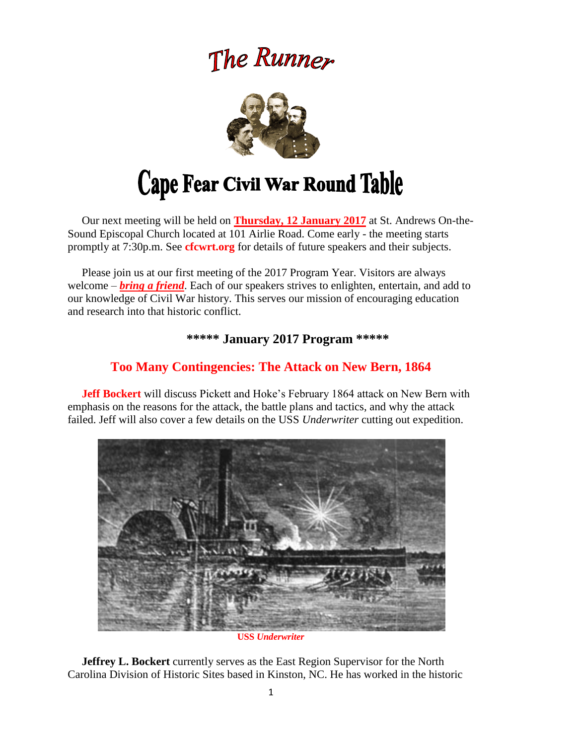# The Runner

# Cape Fear Civil War Round Table

Our next meeting will be held on **Thursday, 12 January 2017** at St. Andrews On-the-Sound Episcopal Church located at 101 Airlie Road. Come early - the meeting starts promptly at 7:30p.m. See **cfcwrt.org** for details of future speakers and their subjects.

Please join us at our first meeting of the 2017 Program Year. Visitors are always welcome – ***bring a friend***. Each of our speakers strives to enlighten, entertain, and add to our knowledge of Civil War history. This serves our mission of encouraging education and research into that historic conflict.

### ***** January 2017 Program *****

## Too Many Contingencies: The Attack on New Bern, 1864

**Jeff Bockert** will discuss Pickett and Hoke's February 1864 attack on New Bern with emphasis on the reasons for the attack, the battle plans and tactics, and why the attack failed. Jeff will also cover a few details on the USS *Underwriter* cutting out expedition.

**USS *Underwriter***

**Jeffrey L. Bockert** currently serves as the East Region Supervisor for the North Carolina Division of Historic Sites based in Kinston, NC. He has worked in the historic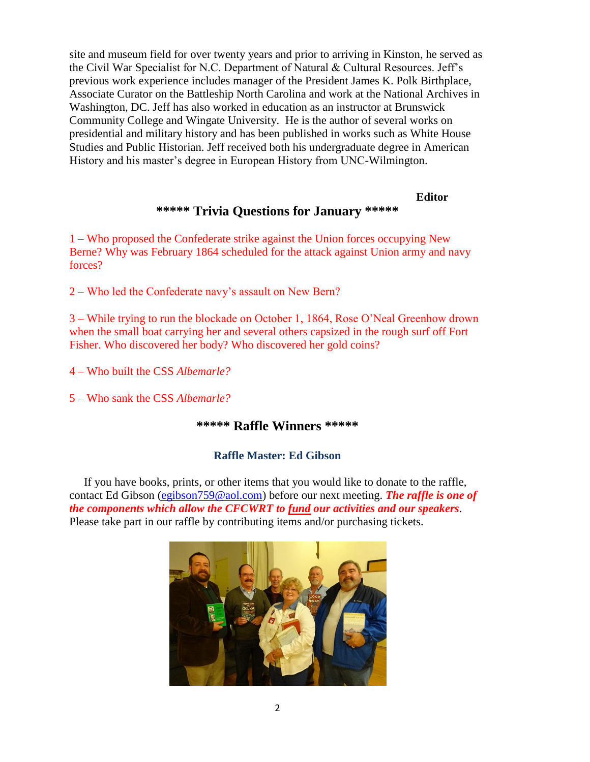site and museum field for over twenty years and prior to arriving in Kinston, he served as the Civil War Specialist for N.C. Department of Natural & Cultural Resources. Jeff's previous work experience includes manager of the President James K. Polk Birthplace, Associate Curator on the Battleship North Carolina and work at the National Archives in Washington, DC. Jeff has also worked in education as an instructor at Brunswick Community College and Wingate University. He is the author of several works on presidential and military history and has been published in works such as White House Studies and Public Historian. Jeff received both his undergraduate degree in American History and his master's degree in European History from UNC-Wilmington.

**Editor**

## ***** Trivia Questions for January *****

1 – Who proposed the Confederate strike against the Union forces occupying New Berne? Why was February 1864 scheduled for the attack against Union army and navy forces?

2 – Who led the Confederate navy's assault on New Bern?

3 – While trying to run the blockade on October 1, 1864, Rose O'Neal Greenhow drown when the small boat carrying her and several others capsized in the rough surf off Fort Fisher. Who discovered her body? Who discovered her gold coins?

4 – Who built the CSS *Albemarle?*

5 – Who sank the CSS *Albemarle?*

## ***** Raffle Winners *****

### Raffle Master: Ed Gibson

If you have books, prints, or other items that you would like to donate to the raffle, contact Ed Gibson (egibson759@aol.com) before our next meeting. ***The raffle is one of the components which allow the CFCWRT to fund our activities and our speakers***. Please take part in our raffle by contributing items and/or purchasing tickets.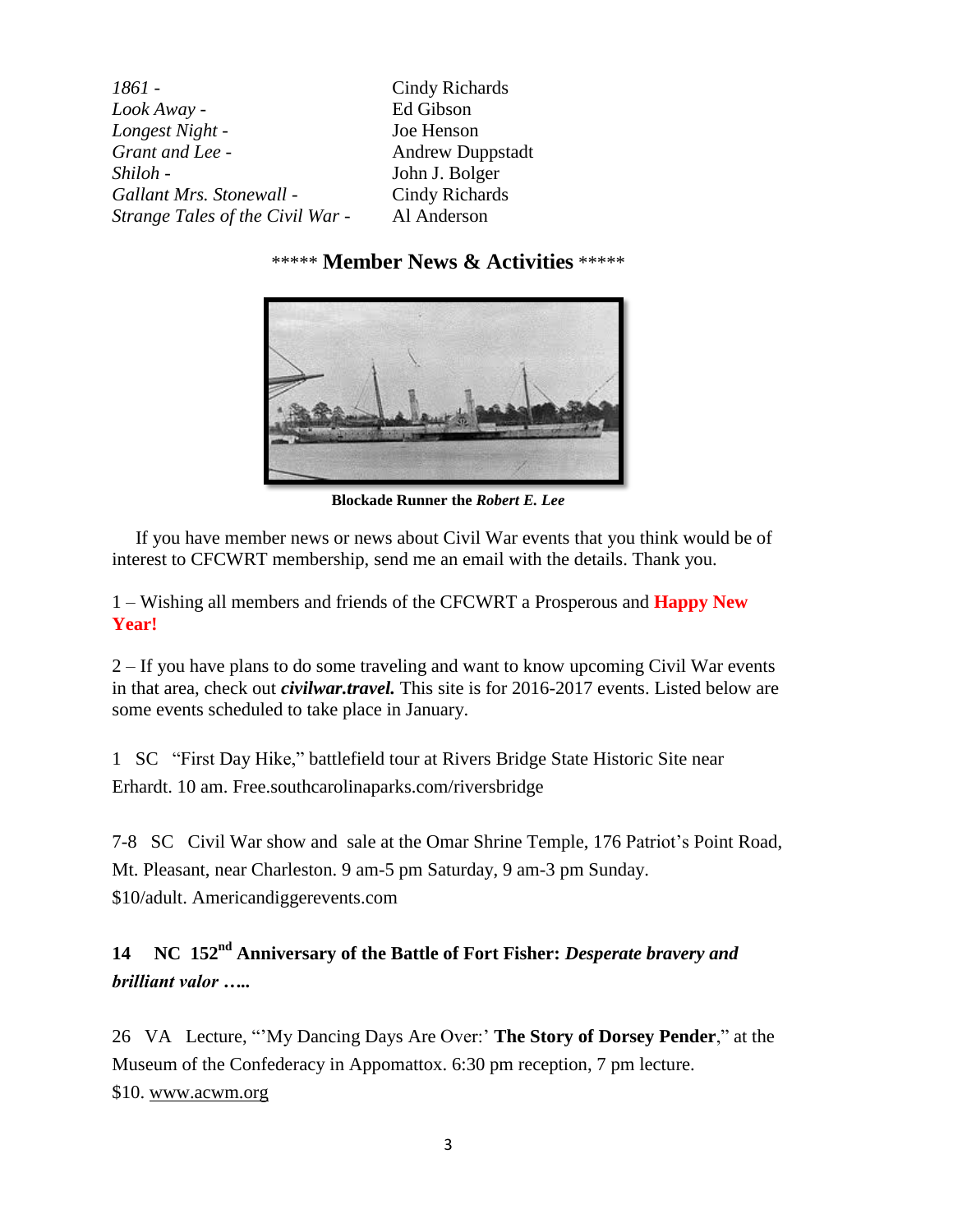| | |
|---|---|
| *1861 -* | Cindy Richards |
| *Look Away -* | Ed Gibson |
| *Longest Night -* | Joe Henson |
| *Grant and Lee -* | Andrew Duppstadt |
| *Shiloh -* | John J. Bolger |
| *Gallant Mrs. Stonewall -* | Cindy Richards |
| *Strange Tales of the Civil War -* | Al Anderson |

## ***** Member News & Activities *****

**Blockade Runner the *Robert E. Lee***

If you have member news or news about Civil War events that you think would be of interest to CFCWRT membership, send me an email with the details. Thank you.

1 – Wishing all members and friends of the CFCWRT a Prosperous and **Happy New Year!**

2 – If you have plans to do some traveling and want to know upcoming Civil War events in that area, check out ***civilwar.travel.*** This site is for 2016-2017 events. Listed below are some events scheduled to take place in January.

1 SC "First Day Hike," battlefield tour at Rivers Bridge State Historic Site near Erhardt. 10 am. Free.southcarolinaparks.com/riversbridge

7-8 SC Civil War show and sale at the Omar Shrine Temple, 176 Patriot's Point Road, Mt. Pleasant, near Charleston. 9 am-5 pm Saturday, 9 am-3 pm Sunday. $10/adult. Americandiggerevents.com

**14 NC 152nd Anniversary of the Battle of Fort Fisher: *Desperate bravery and brilliant valor …..***

26 VA Lecture, "'My Dancing Days Are Over:' **The Story of Dorsey Pender**," at the Museum of the Confederacy in Appomattox. 6:30 pm reception, 7 pm lecture. $10. www.acwm.org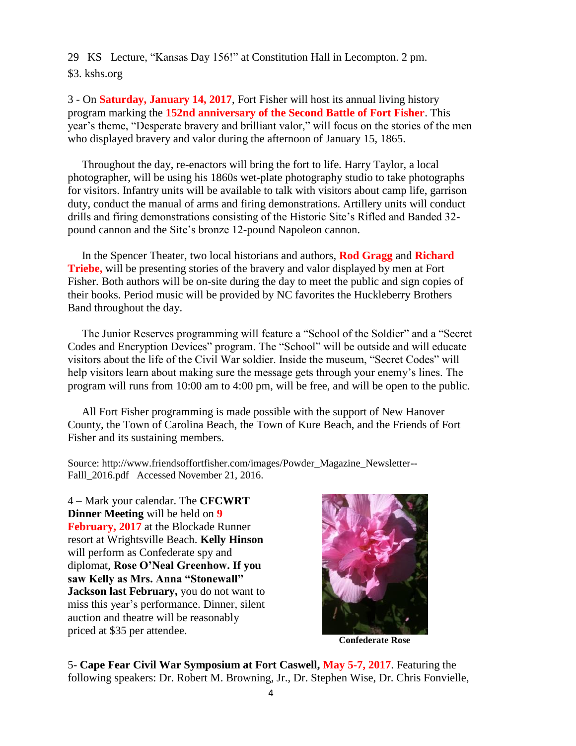29 KS Lecture, "Kansas Day 156!" at Constitution Hall in Lecompton. 2 pm. $3. kshs.org

3 - On **Saturday, January 14, 2017**, Fort Fisher will host its annual living history program marking the **152nd anniversary of the Second Battle of Fort Fisher**. This year's theme, "Desperate bravery and brilliant valor," will focus on the stories of the men who displayed bravery and valor during the afternoon of January 15, 1865.

Throughout the day, re-enactors will bring the fort to life. Harry Taylor, a local photographer, will be using his 1860s wet-plate photography studio to take photographs for visitors. Infantry units will be available to talk with visitors about camp life, garrison duty, conduct the manual of arms and firing demonstrations. Artillery units will conduct drills and firing demonstrations consisting of the Historic Site's Rifled and Banded 32-pound cannon and the Site's bronze 12-pound Napoleon cannon.

In the Spencer Theater, two local historians and authors, **Rod Gragg** and **Richard Triebe,** will be presenting stories of the bravery and valor displayed by men at Fort Fisher. Both authors will be on-site during the day to meet the public and sign copies of their books. Period music will be provided by NC favorites the Huckleberry Brothers Band throughout the day.

The Junior Reserves programming will feature a "School of the Soldier" and a "Secret Codes and Encryption Devices" program. The "School" will be outside and will educate visitors about the life of the Civil War soldier. Inside the museum, "Secret Codes" will help visitors learn about making sure the message gets through your enemy's lines. The program will runs from 10:00 am to 4:00 pm, will be free, and will be open to the public.

All Fort Fisher programming is made possible with the support of New Hanover County, the Town of Carolina Beach, the Town of Kure Beach, and the Friends of Fort Fisher and its sustaining members.

Source: http://www.friendsoffortfisher.com/images/Powder_Magazine_Newsletter--Falll_2016.pdf Accessed November 21, 2016.

4 – Mark your calendar. The **CFCWRT Dinner Meeting** will be held on **9 February, 2017** at the Blockade Runner resort at Wrightsville Beach. **Kelly Hinson** will perform as Confederate spy and diplomat, **Rose O'Neal Greenhow. If you saw Kelly as Mrs. Anna "Stonewall" Jackson last February,** you do not want to miss this year's performance. Dinner, silent auction and theatre will be reasonably priced at $35 per attendee.

**Confederate Rose**

5- **Cape Fear Civil War Symposium at Fort Caswell, May 5-7, 2017**. Featuring the following speakers: Dr. Robert M. Browning, Jr., Dr. Stephen Wise, Dr. Chris Fonvielle,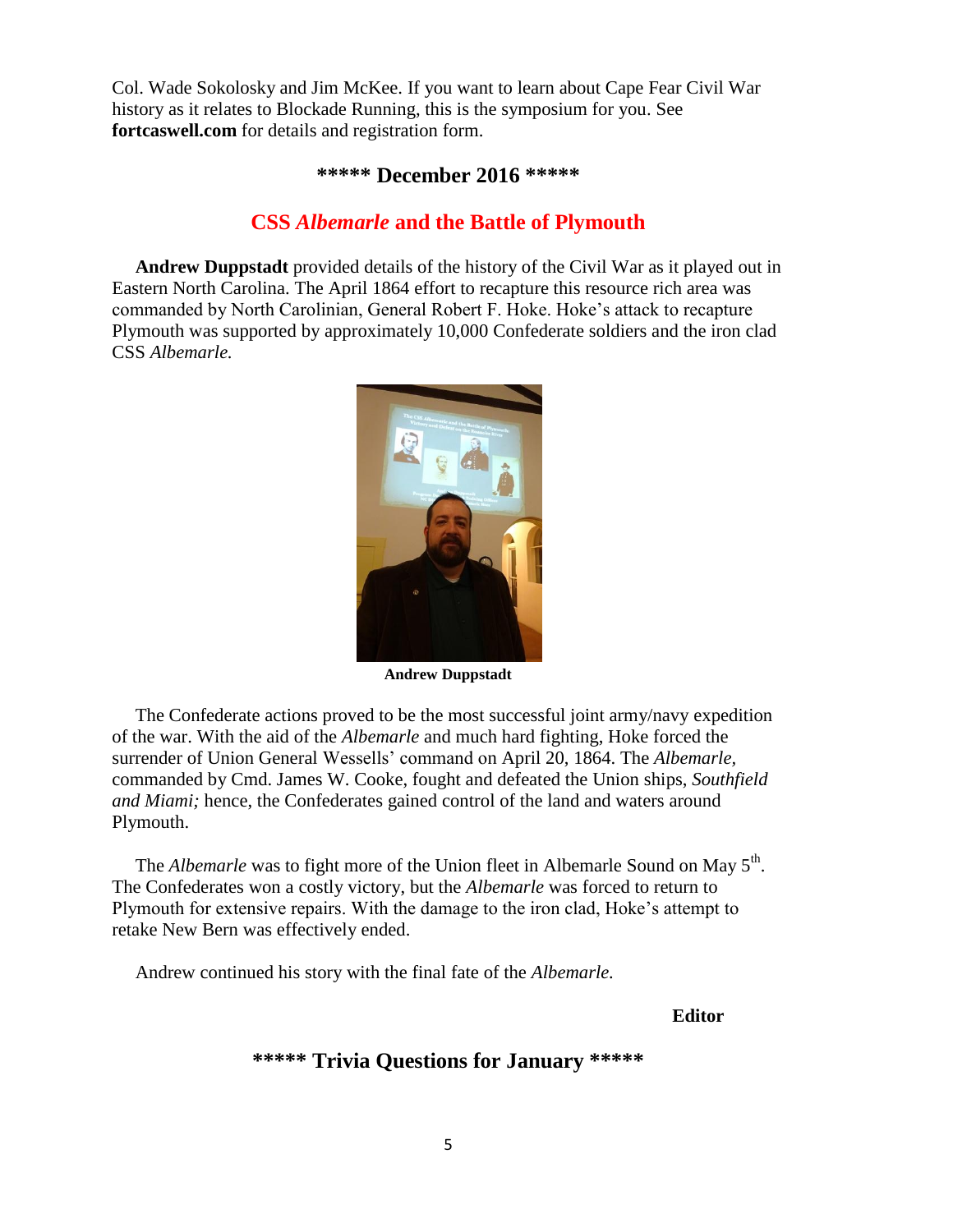Col. Wade Sokolosky and Jim McKee. If you want to learn about Cape Fear Civil War history as it relates to Blockade Running, this is the symposium for you. See **fortcaswell.com** for details and registration form.

## ***** December 2016 *****

## CSS *Albemarle* and the Battle of Plymouth

**Andrew Duppstadt** provided details of the history of the Civil War as it played out in Eastern North Carolina. The April 1864 effort to recapture this resource rich area was commanded by North Carolinian, General Robert F. Hoke. Hoke's attack to recapture Plymouth was supported by approximately 10,000 Confederate soldiers and the iron clad CSS *Albemarle.*

**Andrew Duppstadt**

The Confederate actions proved to be the most successful joint army/navy expedition of the war. With the aid of the *Albemarle* and much hard fighting, Hoke forced the surrender of Union General Wessells' command on April 20, 1864. The *Albemarle,* commanded by Cmd. James W. Cooke, fought and defeated the Union ships, *Southfield and Miami;* hence, the Confederates gained control of the land and waters around Plymouth.

The *Albemarle* was to fight more of the Union fleet in Albemarle Sound on May 5th. The Confederates won a costly victory, but the *Albemarle* was forced to return to Plymouth for extensive repairs. With the damage to the iron clad, Hoke's attempt to retake New Bern was effectively ended.

Andrew continued his story with the final fate of the *Albemarle.*

**Editor**

## ***** Trivia Questions for January *****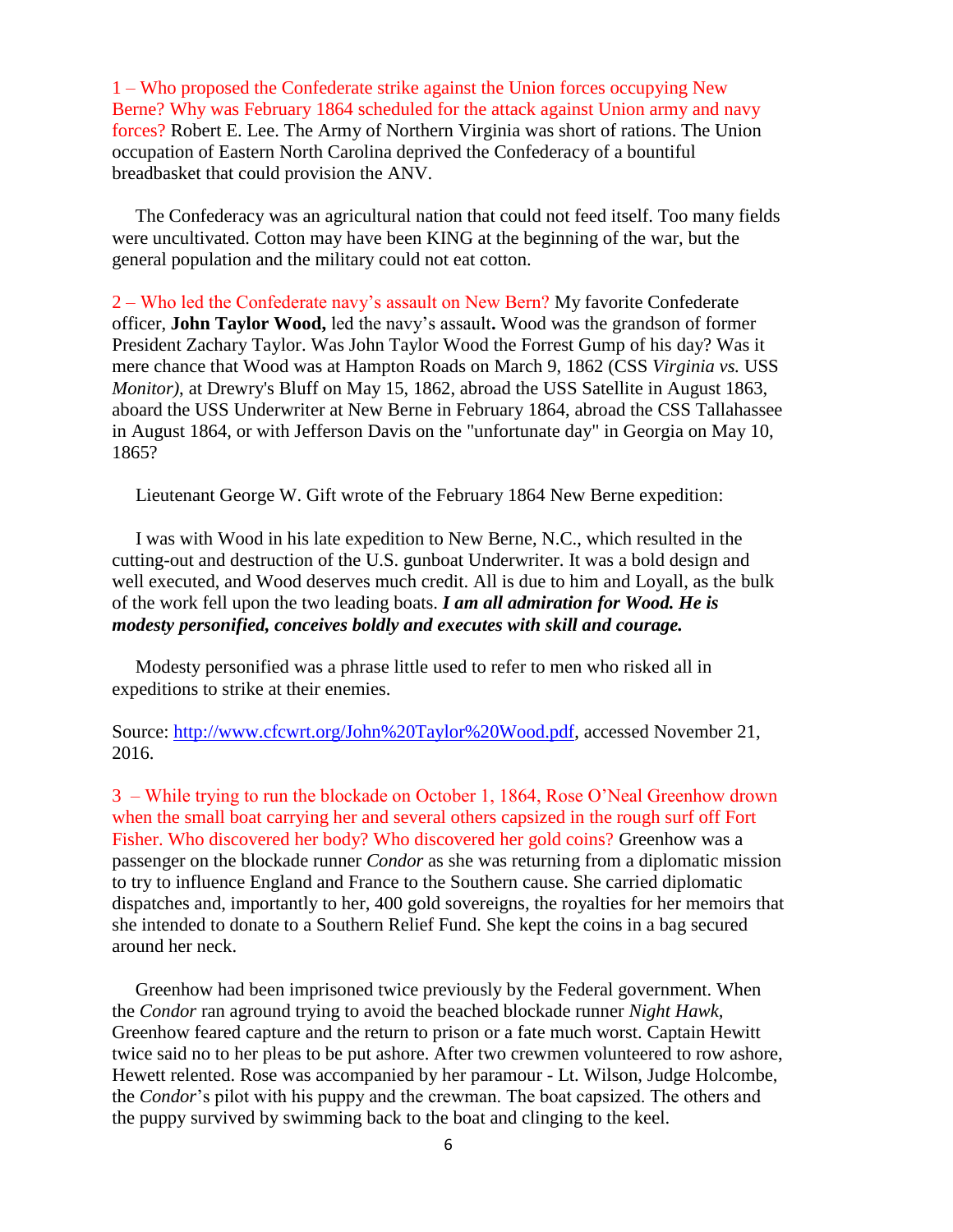1 – Who proposed the Confederate strike against the Union forces occupying New Berne? Why was February 1864 scheduled for the attack against Union army and navy forces? Robert E. Lee. The Army of Northern Virginia was short of rations. The Union occupation of Eastern North Carolina deprived the Confederacy of a bountiful breadbasket that could provision the ANV.

The Confederacy was an agricultural nation that could not feed itself. Too many fields were uncultivated. Cotton may have been KING at the beginning of the war, but the general population and the military could not eat cotton.

2 – Who led the Confederate navy's assault on New Bern? My favorite Confederate officer, **John Taylor Wood,** led the navy's assault**.** Wood was the grandson of former President Zachary Taylor. Was John Taylor Wood the Forrest Gump of his day? Was it mere chance that Wood was at Hampton Roads on March 9, 1862 (CSS *Virginia vs.* USS *Monitor),* at Drewry's Bluff on May 15, 1862, abroad the USS Satellite in August 1863, aboard the USS Underwriter at New Berne in February 1864, abroad the CSS Tallahassee in August 1864, or with Jefferson Davis on the "unfortunate day" in Georgia on May 10, 1865?

Lieutenant George W. Gift wrote of the February 1864 New Berne expedition:

I was with Wood in his late expedition to New Berne, N.C., which resulted in the cutting-out and destruction of the U.S. gunboat Underwriter. It was a bold design and well executed, and Wood deserves much credit. All is due to him and Loyall, as the bulk of the work fell upon the two leading boats. ***I am all admiration for Wood. He is modesty personified, conceives boldly and executes with skill and courage.***

Modesty personified was a phrase little used to refer to men who risked all in expeditions to strike at their enemies.

Source: http://www.cfcwrt.org/John%20Taylor%20Wood.pdf, accessed November 21, 2016.

3 – While trying to run the blockade on October 1, 1864, Rose O'Neal Greenhow drown when the small boat carrying her and several others capsized in the rough surf off Fort Fisher. Who discovered her body? Who discovered her gold coins? Greenhow was a passenger on the blockade runner *Condor* as she was returning from a diplomatic mission to try to influence England and France to the Southern cause. She carried diplomatic dispatches and, importantly to her, 400 gold sovereigns, the royalties for her memoirs that she intended to donate to a Southern Relief Fund. She kept the coins in a bag secured around her neck.

Greenhow had been imprisoned twice previously by the Federal government. When the *Condor* ran aground trying to avoid the beached blockade runner *Night Hawk,* Greenhow feared capture and the return to prison or a fate much worst. Captain Hewitt twice said no to her pleas to be put ashore. After two crewmen volunteered to row ashore, Hewett relented. Rose was accompanied by her paramour - Lt. Wilson, Judge Holcombe, the *Condor*'s pilot with his puppy and the crewman. The boat capsized. The others and the puppy survived by swimming back to the boat and clinging to the keel.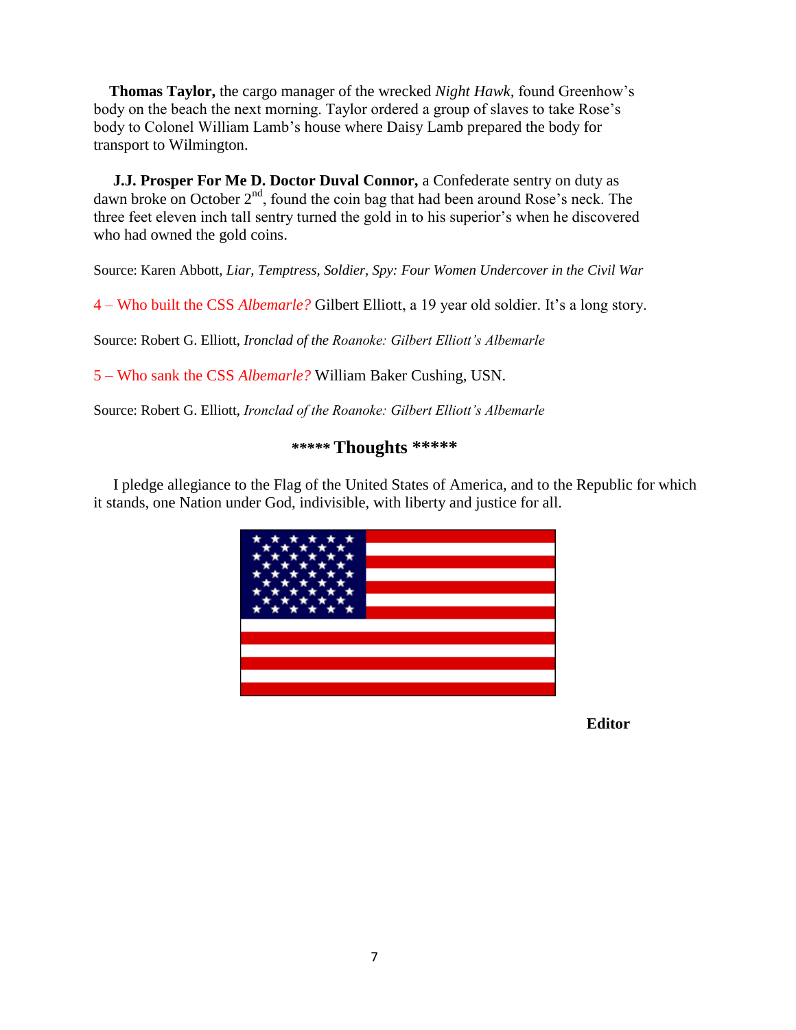**Thomas Taylor,** the cargo manager of the wrecked *Night Hawk,* found Greenhow's body on the beach the next morning. Taylor ordered a group of slaves to take Rose's body to Colonel William Lamb's house where Daisy Lamb prepared the body for transport to Wilmington.

**J.J. Prosper For Me D. Doctor Duval Connor,** a Confederate sentry on duty as dawn broke on October 2nd, found the coin bag that had been around Rose's neck. The three feet eleven inch tall sentry turned the gold in to his superior's when he discovered who had owned the gold coins.

Source: Karen Abbott, *Liar, Temptress, Soldier, Spy: Four Women Undercover in the Civil War*

4 – Who built the CSS *Albemarle?* Gilbert Elliott, a 19 year old soldier. It's a long story.

Source: Robert G. Elliott, *Ironclad of the Roanoke: Gilbert Elliott's Albemarle*

5 – Who sank the CSS *Albemarle?* William Baker Cushing, USN.

Source: Robert G. Elliott, *Ironclad of the Roanoke: Gilbert Elliott's Albemarle*

## ***** Thoughts *****

I pledge allegiance to the Flag of the United States of America, and to the Republic for which it stands, one Nation under God, indivisible, with liberty and justice for all.

**Editor**